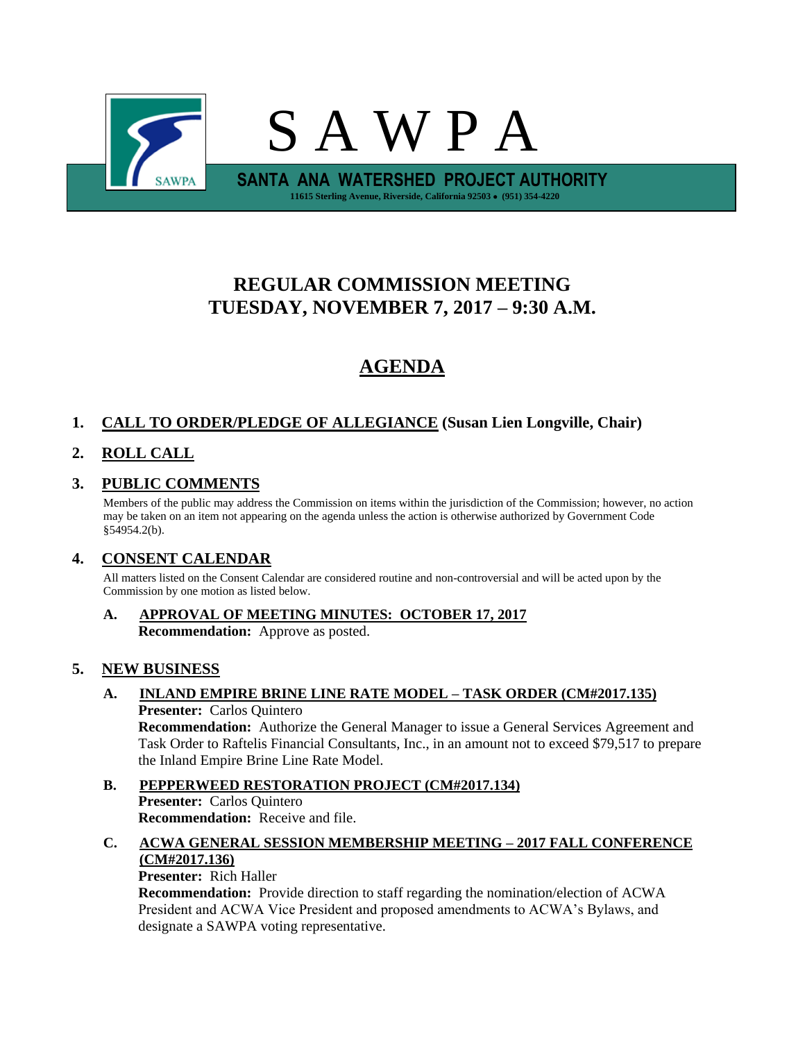# S A W P A

**SANTA ANA WATERSHED PROJECT AUTHORITY**

**11615 Sterling Avenue, Riverside, California 92503 • (951) 354-4220**

## REGULAR COMMISSION MEETING
## TUESDAY, NOVEMBER 7, 2017 – 9:30 A.M.

# AGENDA

**1. CALL TO ORDER/PLEDGE OF ALLEGIANCE (Susan Lien Longville, Chair)**

**2. ROLL CALL**

**3. PUBLIC COMMENTS**

Members of the public may address the Commission on items within the jurisdiction of the Commission; however, no action may be taken on an item not appearing on the agenda unless the action is otherwise authorized by Government Code §54954.2(b).

**4. CONSENT CALENDAR**

All matters listed on the Consent Calendar are considered routine and non-controversial and will be acted upon by the Commission by one motion as listed below.

**A. APPROVAL OF MEETING MINUTES: OCTOBER 17, 2017**
**Recommendation:** Approve as posted.

**5. NEW BUSINESS**

**A. INLAND EMPIRE BRINE LINE RATE MODEL – TASK ORDER (CM#2017.135)**
**Presenter:** Carlos Quintero
**Recommendation:** Authorize the General Manager to issue a General Services Agreement and Task Order to Raftelis Financial Consultants, Inc., in an amount not to exceed $79,517 to prepare the Inland Empire Brine Line Rate Model.

**B. PEPPERWEED RESTORATION PROJECT (CM#2017.134)**
**Presenter:** Carlos Quintero
**Recommendation:** Receive and file.

**C. ACWA GENERAL SESSION MEMBERSHIP MEETING – 2017 FALL CONFERENCE (CM#2017.136)**
**Presenter:** Rich Haller
**Recommendation:** Provide direction to staff regarding the nomination/election of ACWA President and ACWA Vice President and proposed amendments to ACWA's Bylaws, and designate a SAWPA voting representative.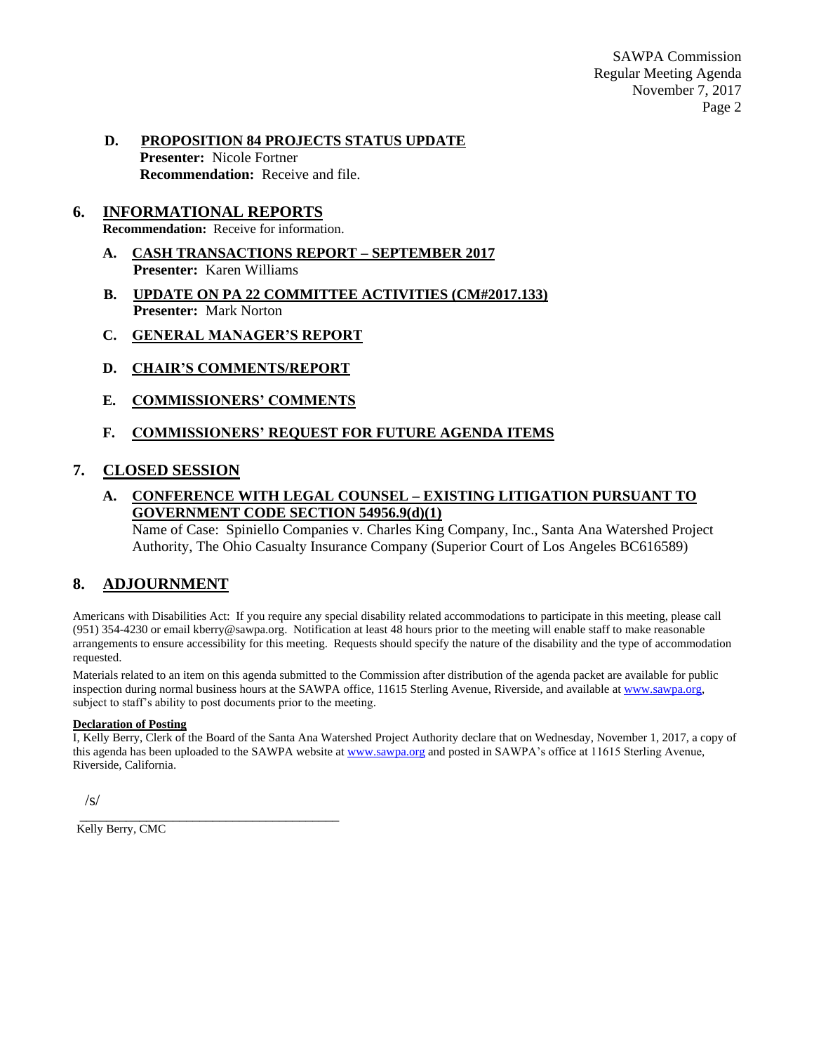**D. PROPOSITION 84 PROJECTS STATUS UPDATE**
**Presenter:** Nicole Fortner
**Recommendation:** Receive and file.

## 6. INFORMATIONAL REPORTS

**Recommendation:** Receive for information.

**A. CASH TRANSACTIONS REPORT – SEPTEMBER 2017**
**Presenter:** Karen Williams

**B. UPDATE ON PA 22 COMMITTEE ACTIVITIES (CM#2017.133)**
**Presenter:** Mark Norton

**C. GENERAL MANAGER'S REPORT**

**D. CHAIR'S COMMENTS/REPORT**

**E. COMMISSIONERS' COMMENTS**

**F. COMMISSIONERS' REQUEST FOR FUTURE AGENDA ITEMS**

## 7. CLOSED SESSION

**A. CONFERENCE WITH LEGAL COUNSEL – EXISTING LITIGATION PURSUANT TO GOVERNMENT CODE SECTION 54956.9(d)(1)**
Name of Case: Spiniello Companies v. Charles King Company, Inc., Santa Ana Watershed Project Authority, The Ohio Casualty Insurance Company (Superior Court of Los Angeles BC616589)

## 8. ADJOURNMENT

Americans with Disabilities Act: If you require any special disability related accommodations to participate in this meeting, please call (951) 354-4230 or email kberry@sawpa.org. Notification at least 48 hours prior to the meeting will enable staff to make reasonable arrangements to ensure accessibility for this meeting. Requests should specify the nature of the disability and the type of accommodation requested.

Materials related to an item on this agenda submitted to the Commission after distribution of the agenda packet are available for public inspection during normal business hours at the SAWPA office, 11615 Sterling Avenue, Riverside, and available at www.sawpa.org, subject to staff's ability to post documents prior to the meeting.

**Declaration of Posting**
I, Kelly Berry, Clerk of the Board of the Santa Ana Watershed Project Authority declare that on Wednesday, November 1, 2017, a copy of this agenda has been uploaded to the SAWPA website at www.sawpa.org and posted in SAWPA's office at 11615 Sterling Avenue, Riverside, California.

/s/
\_\_\_\_\_\_\_\_\_\_\_\_\_\_\_\_\_\_\_\_\_\_\_\_\_\_\_\_\_\_\_\_\_\_\_\_\_\_\_\_
Kelly Berry, CMC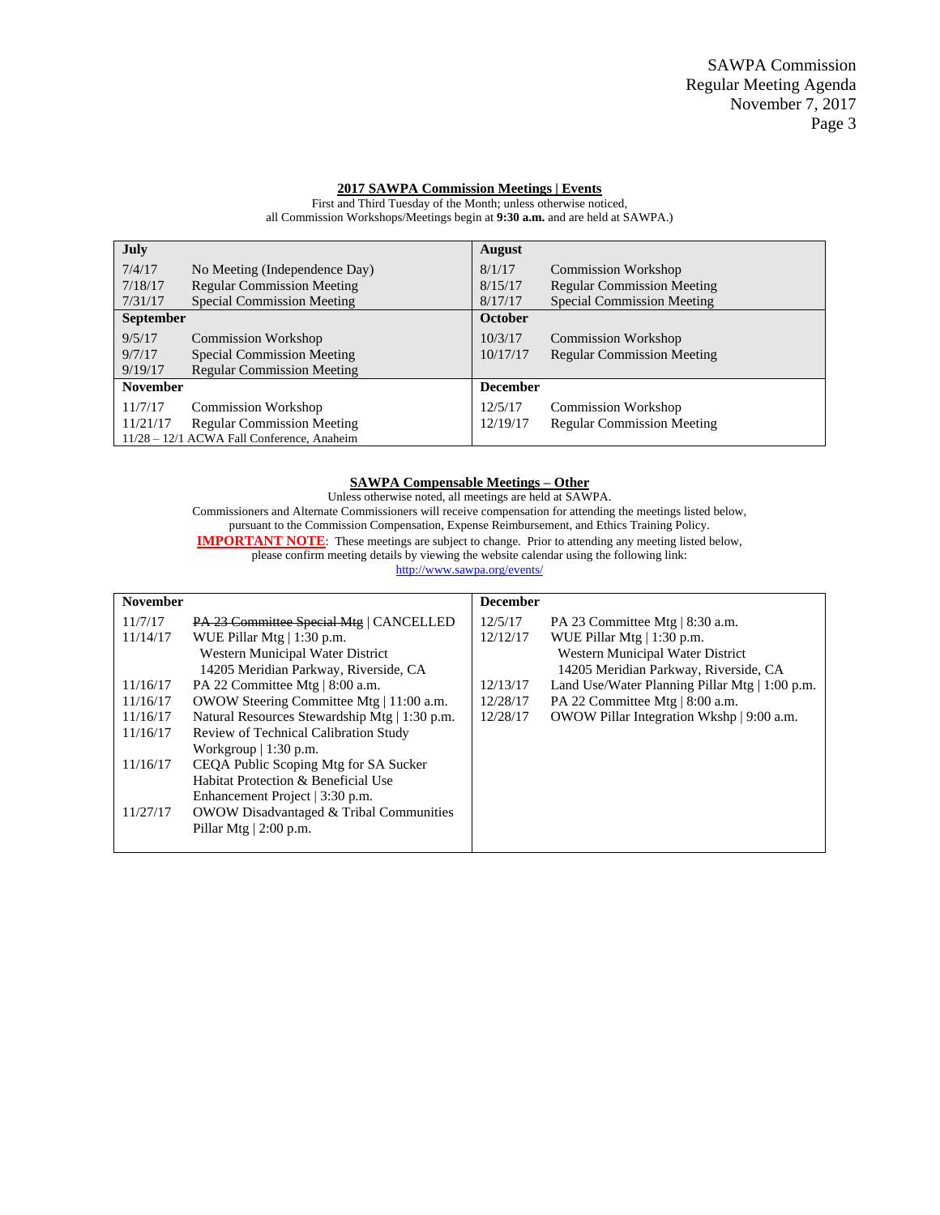SAWPA Commission
Regular Meeting Agenda
November 7, 2017

## 2017 SAWPA Commission Meetings | Events

First and Third Tuesday of the Month; unless otherwise noticed,
all Commission Workshops/Meetings begin at **9:30 a.m.** and are held at SAWPA.)

| **July** | | **August** | |
|---|---|---|---|
| 7/4/17 | No Meeting (Independence Day) | 8/1/17 | Commission Workshop |
| 7/18/17 | Regular Commission Meeting | 8/15/17 | Regular Commission Meeting |
| 7/31/17 | Special Commission Meeting | 8/17/17 | Special Commission Meeting |
| **September** | | **October** | |
| 9/5/17 | Commission Workshop | 10/3/17 | Commission Workshop |
| 9/7/17 | Special Commission Meeting | 10/17/17 | Regular Commission Meeting |
| 9/19/17 | Regular Commission Meeting | | |
| **November** | | **December** | |
| 11/7/17 | Commission Workshop | 12/5/17 | Commission Workshop |
| 11/21/17 | Regular Commission Meeting | 12/19/17 | Regular Commission Meeting |
| 11/28 – 12/1 ACWA Fall Conference, Anaheim | | | |

## SAWPA Compensable Meetings – Other

Unless otherwise noted, all meetings are held at SAWPA.
Commissioners and Alternate Commissioners will receive compensation for attending the meetings listed below, pursuant to the Commission Compensation, Expense Reimbursement, and Ethics Training Policy.
**IMPORTANT NOTE**: These meetings are subject to change. Prior to attending any meeting listed below, please confirm meeting details by viewing the website calendar using the following link:
http://www.sawpa.org/events/

| **November** | | **December** | |
|---|---|---|---|
| 11/7/17 | ~~PA 23 Committee Special Mtg~~ \| CANCELLED | 12/5/17 | PA 23 Committee Mtg \| 8:30 a.m. |
| 11/14/17 | WUE Pillar Mtg \| 1:30 p.m. Western Municipal Water District 14205 Meridian Parkway, Riverside, CA | 12/12/17 | WUE Pillar Mtg \| 1:30 p.m. Western Municipal Water District 14205 Meridian Parkway, Riverside, CA |
| 11/16/17 | PA 22 Committee Mtg \| 8:00 a.m. | 12/13/17 | Land Use/Water Planning Pillar Mtg \| 1:00 p.m. |
| 11/16/17 | OWOW Steering Committee Mtg \| 11:00 a.m. | 12/28/17 | PA 22 Committee Mtg \| 8:00 a.m. |
| 11/16/17 | Natural Resources Stewardship Mtg \| 1:30 p.m. | 12/28/17 | OWOW Pillar Integration Wkshp \| 9:00 a.m. |
| 11/16/17 | Review of Technical Calibration Study Workgroup \| 1:30 p.m. | | |
| 11/16/17 | CEQA Public Scoping Mtg for SA Sucker Habitat Protection & Beneficial Use Enhancement Project \| 3:30 p.m. | | |
| 11/27/17 | OWOW Disadvantaged & Tribal Communities Pillar Mtg \| 2:00 p.m. | | |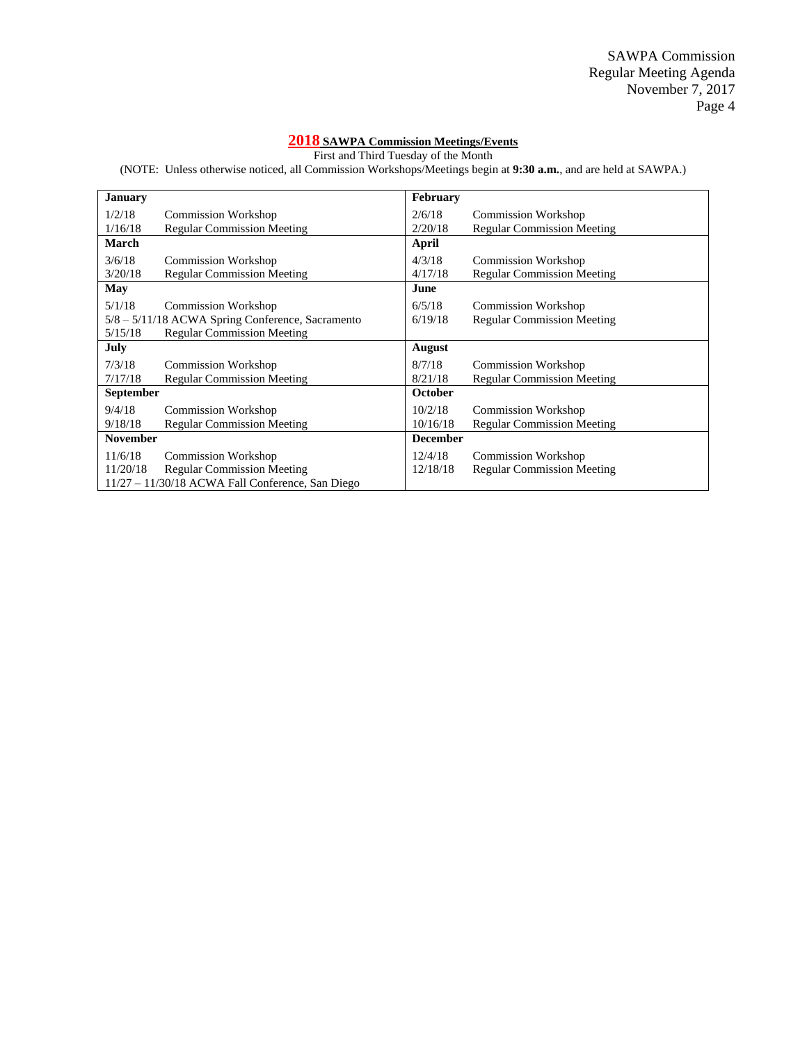## 2018 SAWPA Commission Meetings/Events

First and Third Tuesday of the Month

(NOTE: Unless otherwise noticed, all Commission Workshops/Meetings begin at **9:30 a.m.**, and are held at SAWPA.)

| | |
|---|---|
| **January** | **February** |
| 1/2/18 Commission Workshop<br>1/16/18 Regular Commission Meeting | 2/6/18 Commission Workshop<br>2/20/18 Regular Commission Meeting |
| **March** | **April** |
| 3/6/18 Commission Workshop<br>3/20/18 Regular Commission Meeting | 4/3/18 Commission Workshop<br>4/17/18 Regular Commission Meeting |
| **May** | **June** |
| 5/1/18 Commission Workshop<br>5/8 – 5/11/18 ACWA Spring Conference, Sacramento<br>5/15/18 Regular Commission Meeting | 6/5/18 Commission Workshop<br>6/19/18 Regular Commission Meeting |
| **July** | **August** |
| 7/3/18 Commission Workshop<br>7/17/18 Regular Commission Meeting | 8/7/18 Commission Workshop<br>8/21/18 Regular Commission Meeting |
| **September** | **October** |
| 9/4/18 Commission Workshop<br>9/18/18 Regular Commission Meeting | 10/2/18 Commission Workshop<br>10/16/18 Regular Commission Meeting |
| **November** | **December** |
| 11/6/18 Commission Workshop<br>11/20/18 Regular Commission Meeting<br>11/27 – 11/30/18 ACWA Fall Conference, San Diego | 12/4/18 Commission Workshop<br>12/18/18 Regular Commission Meeting |